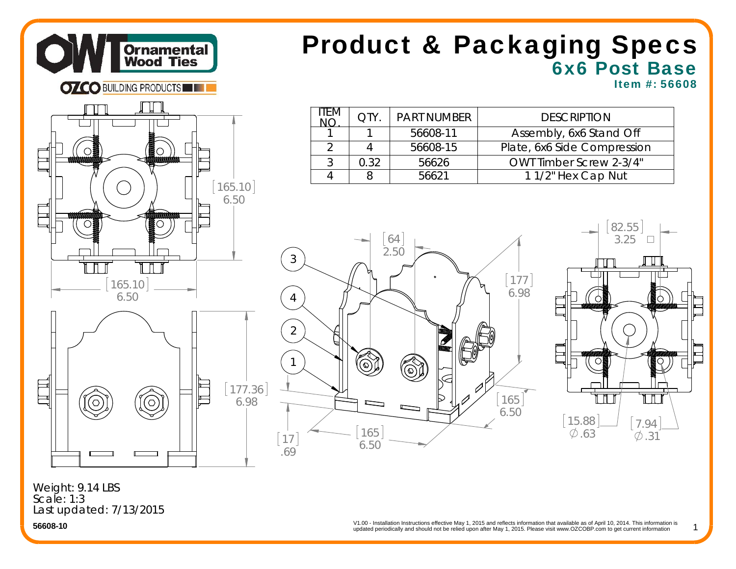# Product & Packaging Specs

## 6x6 Post Base

### Item #: 56608

| ITEM NO. | QTY. | PART NUMBER | DESCRIPTION |
|---|---|---|---|
| 1 | 1 | 56608-11 | Assembly, 6x6 Stand Off |
| 2 | 4 | 56608-15 | Plate, 6x6 Side Compression |
| 3 | 0.32 | 56626 | OWT Timber Screw 2-3/4" |
| 4 | 8 | 56621 | 1 1/2" Hex Cap Nut |

Weight: 9.14 LBS
Scale: 1:3
Last updated: 7/13/2015

56608-10

V1.00 - Installation Instructions effective May 1, 2015 and reflects information that available as of April 10, 2014. This information is updated periodically and should not be relied upon after May 1, 2015. Please visit www.OZCOBP.com to get current information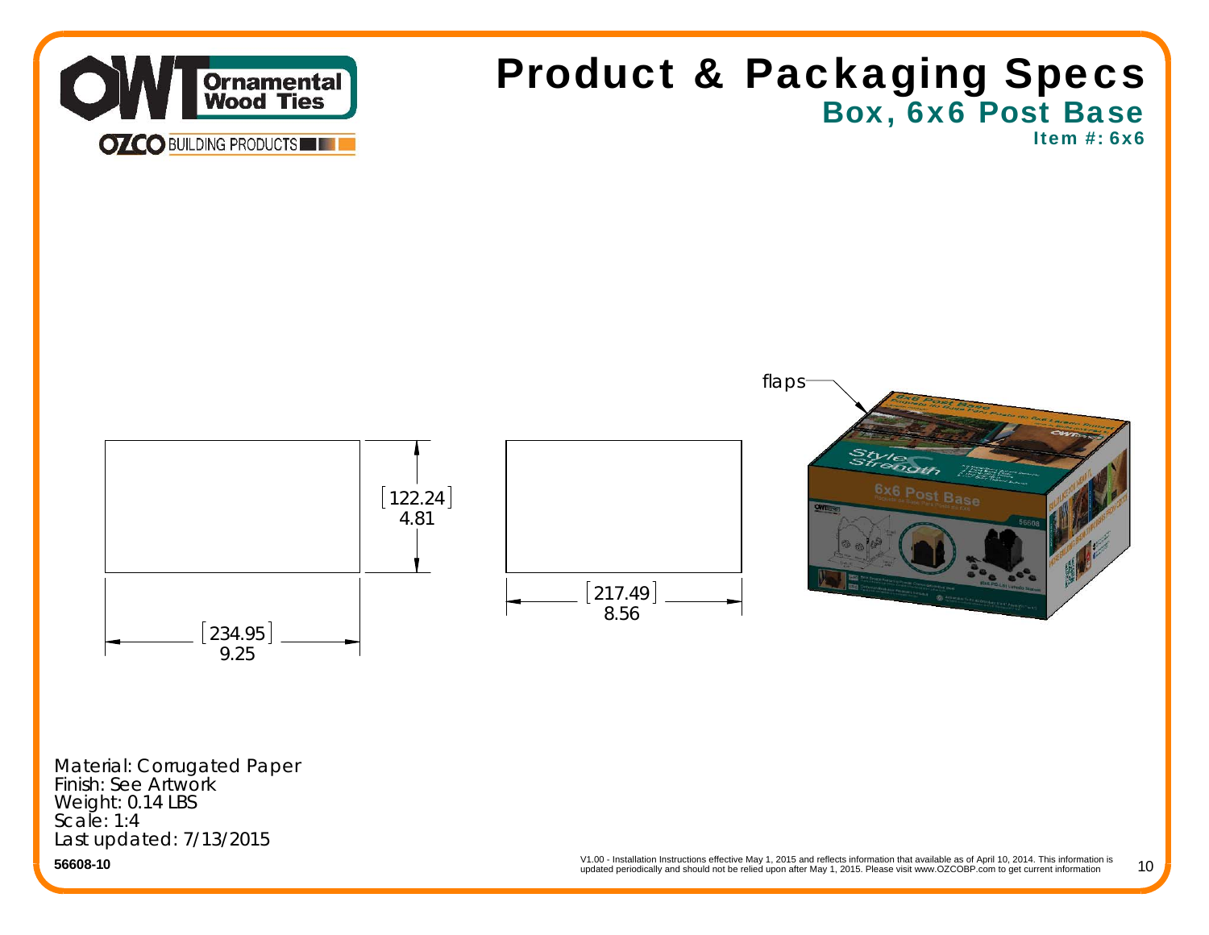# Product & Packaging Specs

## Box, 6x6 Post Base

### Item #: 6x6

flaps

[122.24]
4.81

[234.95]
9.25

[217.49]
8.56

Material: Corrugated Paper
Finish: See Artwork
Weight: 0.14 LBS
Scale: 1:4
Last updated: 7/13/2015

**56608-10**

V1.00 - Installation Instructions effective May 1, 2015 and reflects information that available as of April 10, 2014. This information is updated periodically and should not be relied upon after May 1, 2015. Please visit www.OZCOBP.com to get current information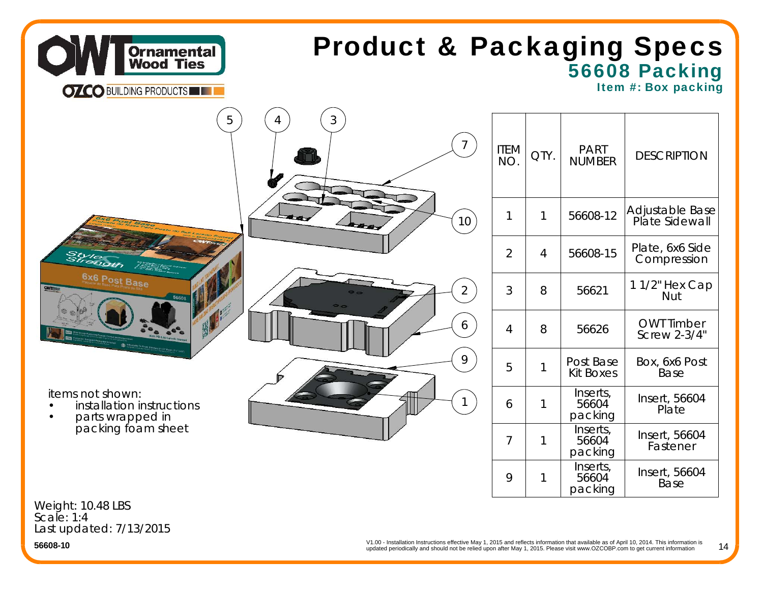# Product & Packaging Specs

## 56608 Packing

### Item #: Box packing

| ITEM NO. | QTY. | PART NUMBER | DESCRIPTION |
|---|---|---|---|
| 1 | 1 | 56608-12 | Adjustable Base Plate Sidewall |
| 2 | 4 | 56608-15 | Plate, 6x6 Side Compression |
| 3 | 8 | 56621 | 1 1/2" Hex Cap Nut |
| 4 | 8 | 56626 | OWT Timber Screw 2-3/4" |
| 5 | 1 | Post Base Kit Boxes | Box, 6x6 Post Base |
| 6 | 1 | Inserts, 56604 packing | Insert, 56604 Plate |
| 7 | 1 | Inserts, 56604 packing | Insert, 56604 Fastener |
| 9 | 1 | Inserts, 56604 packing | Insert, 56604 Base |

items not shown:

- installation instructions
- parts wrapped in packing foam sheet

Weight: 10.48 LBS
Scale: 1:4
Last updated: 7/13/2015

56608-10

V1.00 - Installation Instructions effective May 1, 2015 and reflects information that available as of April 10, 2014. This information is updated periodically and should not be relied upon after May 1, 2015. Please visit www.OZCOBP.com to get current information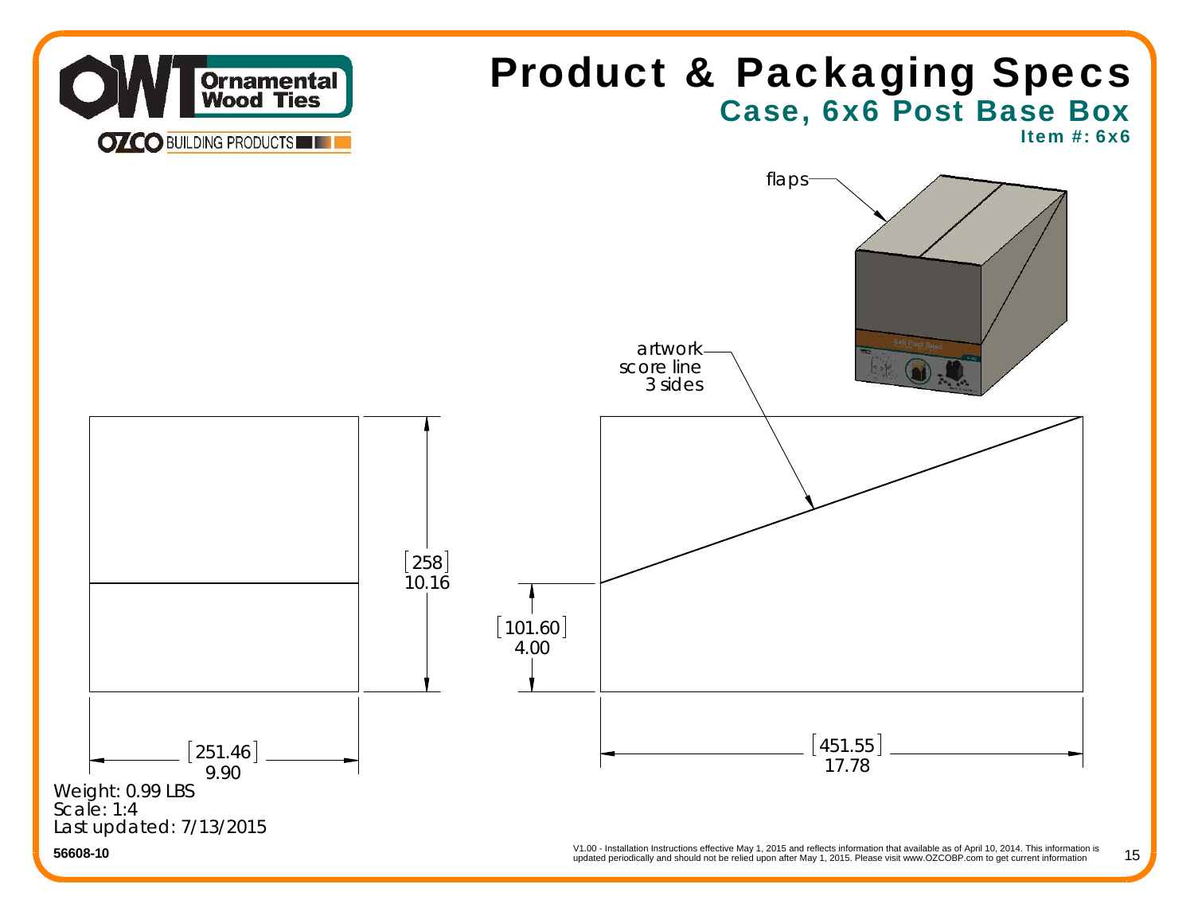# Product & Packaging Specs

## Case, 6x6 Post Base Box

**Item #: 6x6**

flaps

artwork score line 3 sides

[258] 10.16

[101.60] 4.00

[251.46] 9.90

[451.55] 17.78

Weight: 0.99 LBS
Scale: 1:4
Last updated: 7/13/2015

**56608-10**

V1.00 - Installation Instructions effective May 1, 2015 and reflects information that available as of April 10, 2014. This information is updated periodically and should not be relied upon after May 1, 2015. Please visit www.OZCOBP.com to get current information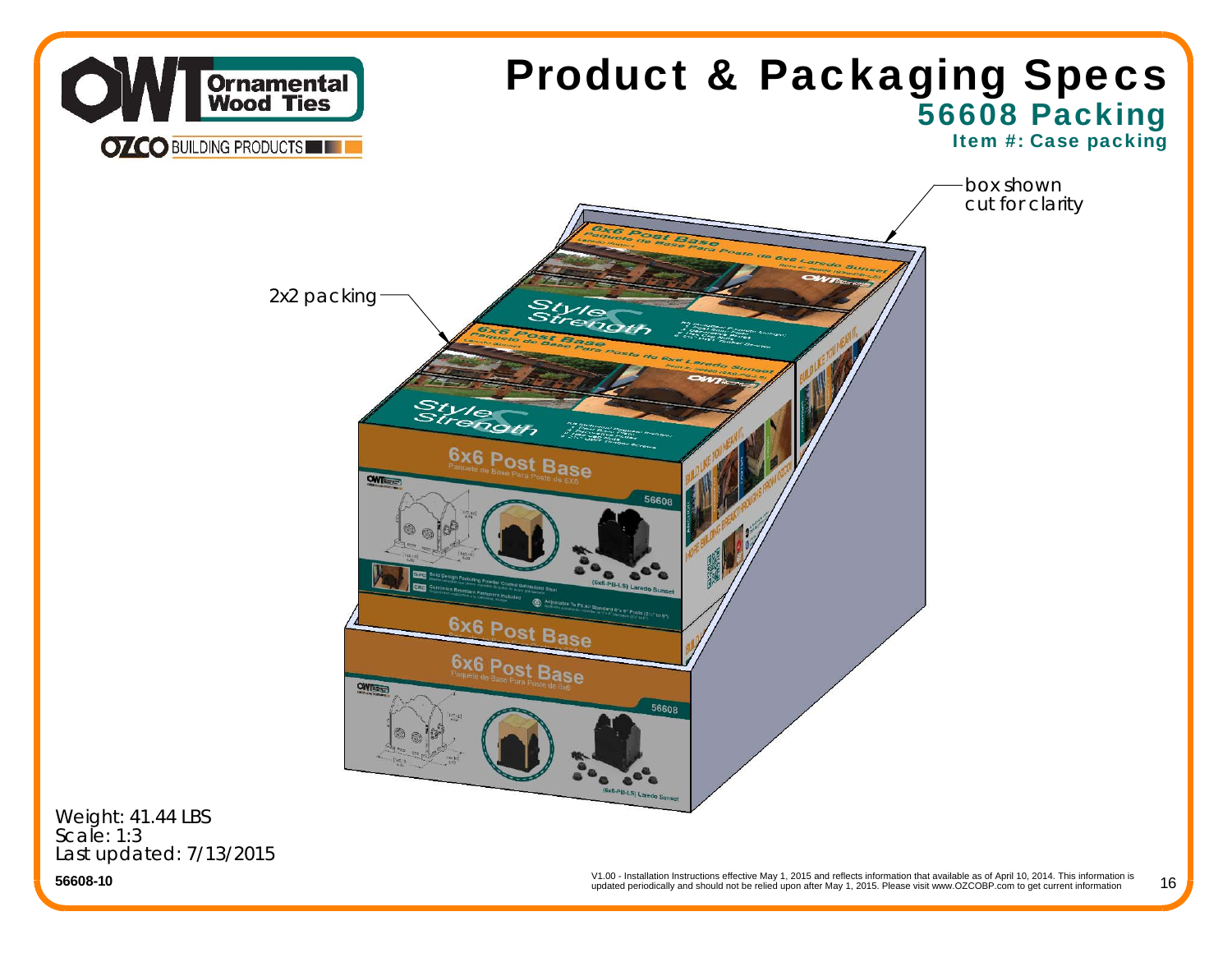# Product & Packaging Specs

## 56608 Packing

### Item #: Case packing

box shown cut for clarity

2x2 packing

Weight: 41.44 LBS
Scale: 1:3
Last updated: 7/13/2015

56608-10

V1.00 - Installation Instructions effective May 1, 2015 and reflects information that available as of April 10, 2014. This information is updated periodically and should not be relied upon after May 1, 2015. Please visit www.OZCOBP.com to get current information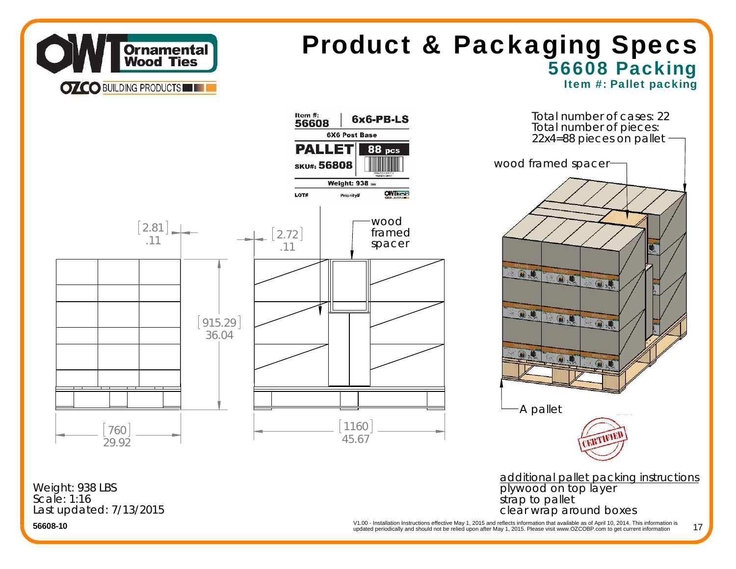# Product & Packaging Specs

## 56608 Packing

### Item #: Pallet packing

Item #: 56608 | 6x6-PB-LS

6X6 Post Base

PALLET 88 pcs

SKU#: 56808

Weight: 938 lbs

LOT# Priority#

Total number of cases: 22
Total number of pieces:
22x4=88 pieces on pallet

wood framed spacer

wood framed spacer

A pallet

[2.81]
.11

[2.72]
.11

[915.29]
36.04

[760]
29.92

[1160]
45.67

CERTIFIED

Weight: 938 LBS
Scale: 1:16
Last updated: 7/13/2015

additional pallet packing instructions
plywood on top layer
strap to pallet
clear wrap around boxes

56608-10

V1.00 - Installation Instructions effective May 1, 2015 and reflects information that available as of April 10, 2014. This information is updated periodically and should not be relied upon after May 1, 2015. Please visit www.OZCOBP.com to get current information